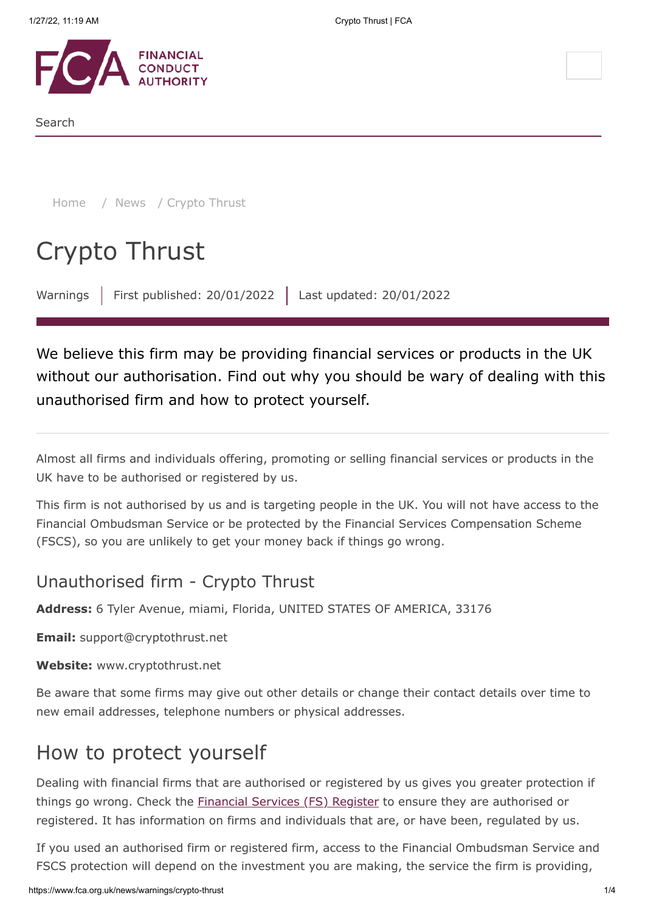Search

Home / News / Crypto Thrust

# Crypto Thrust

Warnings | First published: 20/01/2022 | Last updated: 20/01/2022

We believe this firm may be providing financial services or products in the UK without our authorisation. Find out why you should be wary of dealing with this unauthorised firm and how to protect yourself.

Almost all firms and individuals offering, promoting or selling financial services or products in the UK have to be authorised or registered by us.

This firm is not authorised by us and is targeting people in the UK. You will not have access to the Financial Ombudsman Service or be protected by the Financial Services Compensation Scheme (FSCS), so you are unlikely to get your money back if things go wrong.

### Unauthorised firm - Crypto Thrust

**Address:** 6 Tyler Avenue, miami, Florida, UNITED STATES OF AMERICA, 33176

**Email:** support@cryptothrust.net

**Website:** www.cryptothrust.net

Be aware that some firms may give out other details or change their contact details over time to new email addresses, telephone numbers or physical addresses.

## How to protect yourself

Dealing with financial firms that are authorised or registered by us gives you greater protection if things go wrong. Check the Financial Services (FS) Register to ensure they are authorised or registered. It has information on firms and individuals that are, or have been, regulated by us.

If you used an authorised firm or registered firm, access to the Financial Ombudsman Service and FSCS protection will depend on the investment you are making, the service the firm is providing,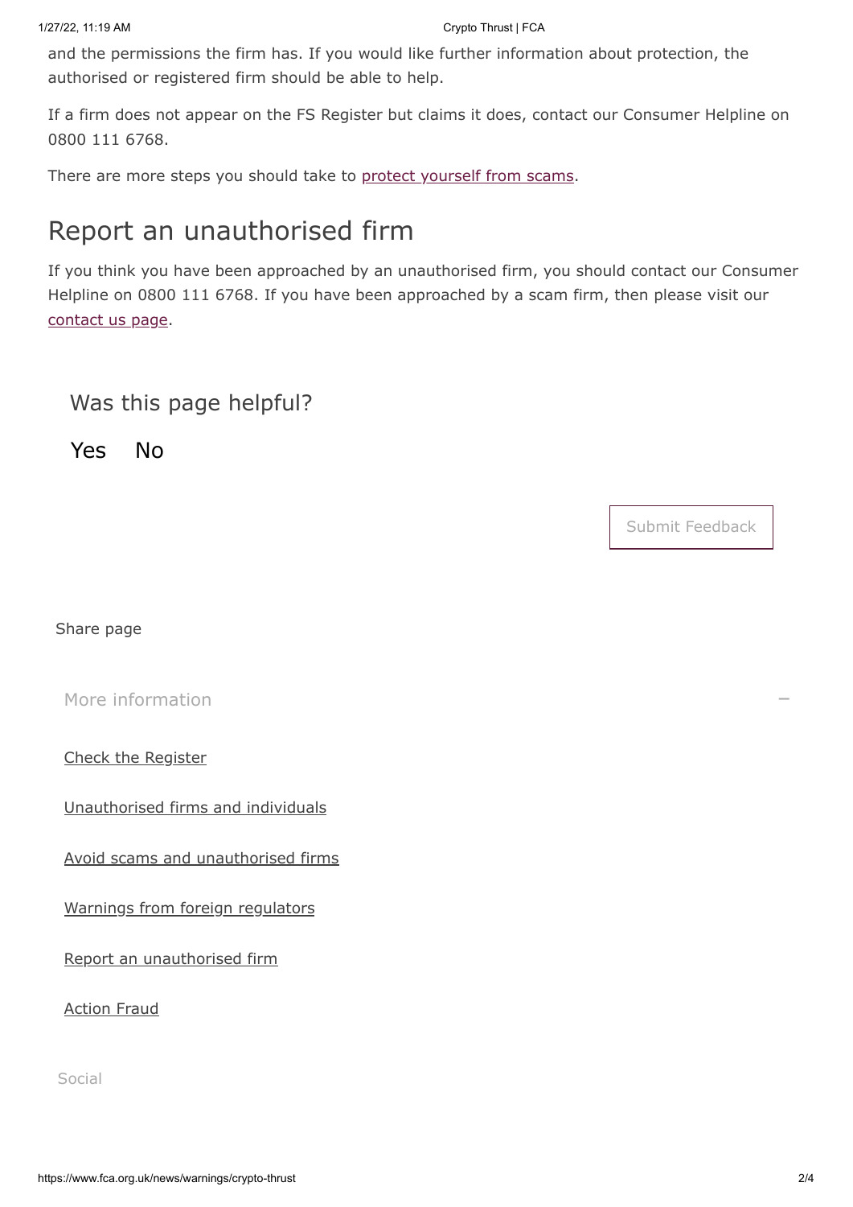and the permissions the firm has. If you would like further information about protection, the authorised or registered firm should be able to help.

If a firm does not appear on the FS Register but claims it does, contact our Consumer Helpline on 0800 111 6768.

There are more steps you should take to protect yourself from scams.

## Report an unauthorised firm

If you think you have been approached by an unauthorised firm, you should contact our Consumer Helpline on 0800 111 6768. If you have been approached by a scam firm, then please visit our contact us page.

Was this page helpful?

Yes No

Submit Feedback

Share page

More information

- Check the Register
- Unauthorised firms and individuals
- Avoid scams and unauthorised firms
- Warnings from foreign regulators
- Report an unauthorised firm
- Action Fraud

Social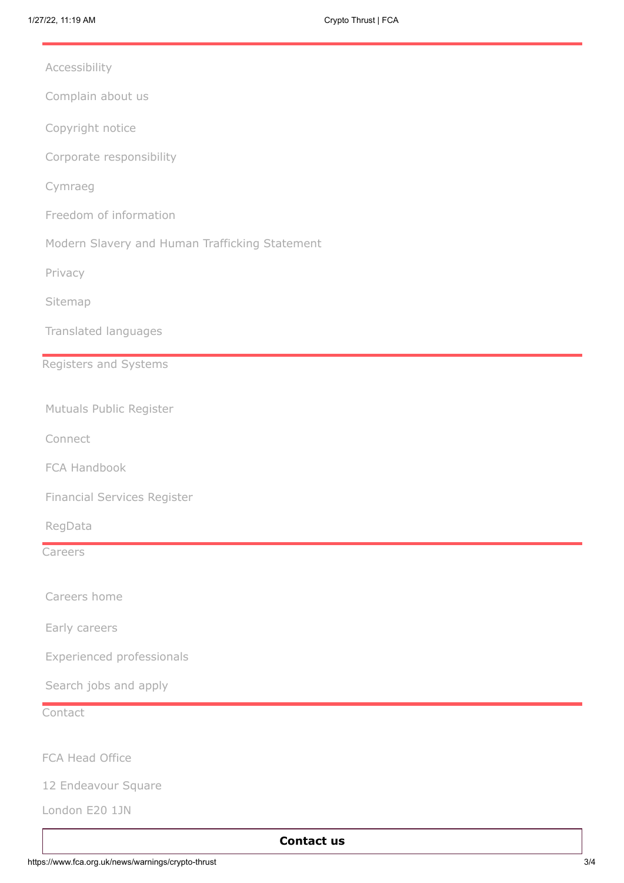- Accessibility
- Complain about us
- Copyright notice
- Corporate responsibility
- Cymraeg
- Freedom of information
- Modern Slavery and Human Trafficking Statement
- Privacy
- Sitemap
- Translated languages

Registers and Systems

- Mutuals Public Register
- Connect
- FCA Handbook
- Financial Services Register
- RegData

Careers

- Careers home
- Early careers
- Experienced professionals
- Search jobs and apply

Contact

FCA Head Office

12 Endeavour Square

London E20 1JN

**Contact us**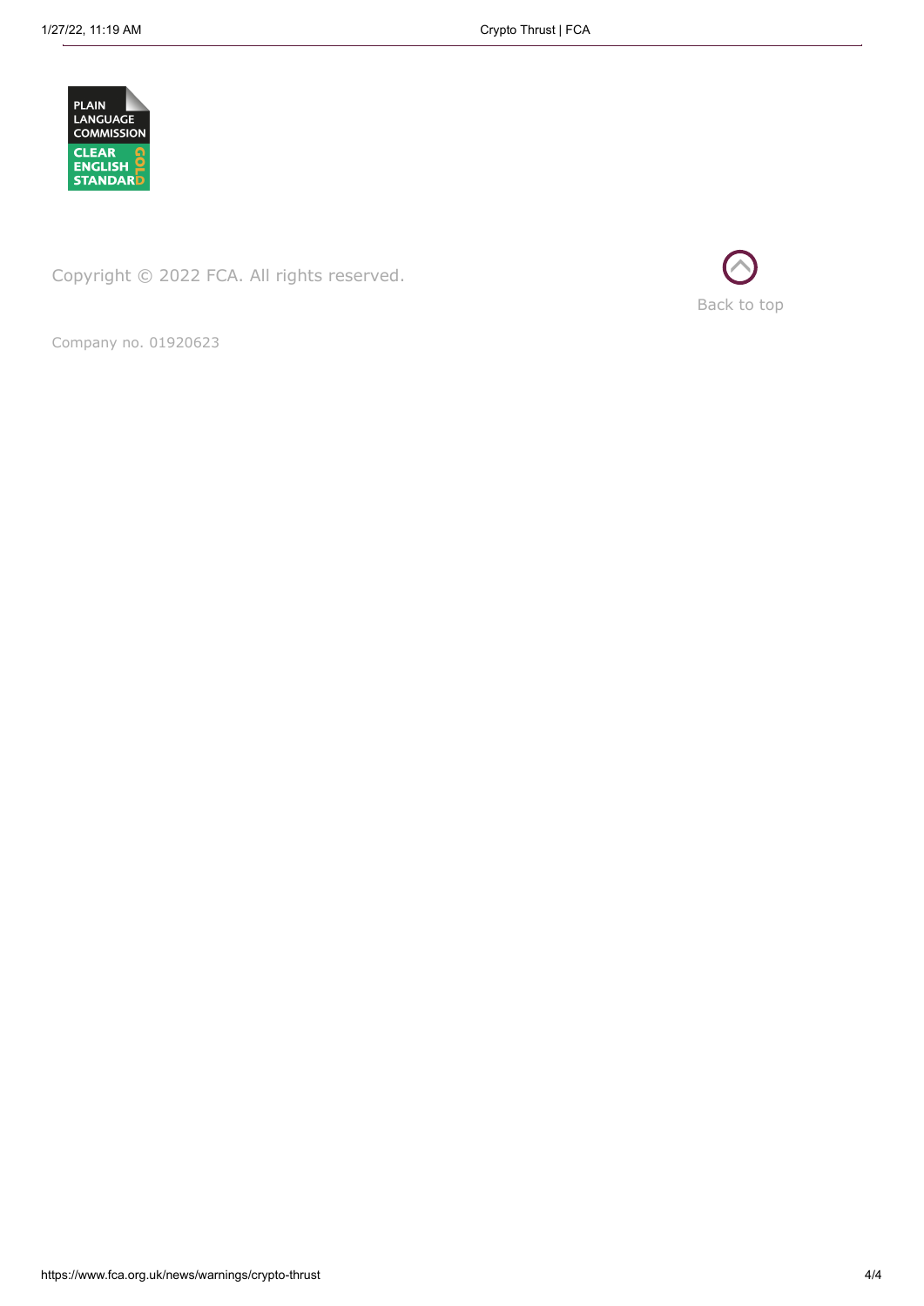PLAIN LANGUAGE COMMISSION
CLEAR ENGLISH STANDARD GOLD

Copyright © 2022 FCA. All rights reserved.

Back to top

Company no. 01920623